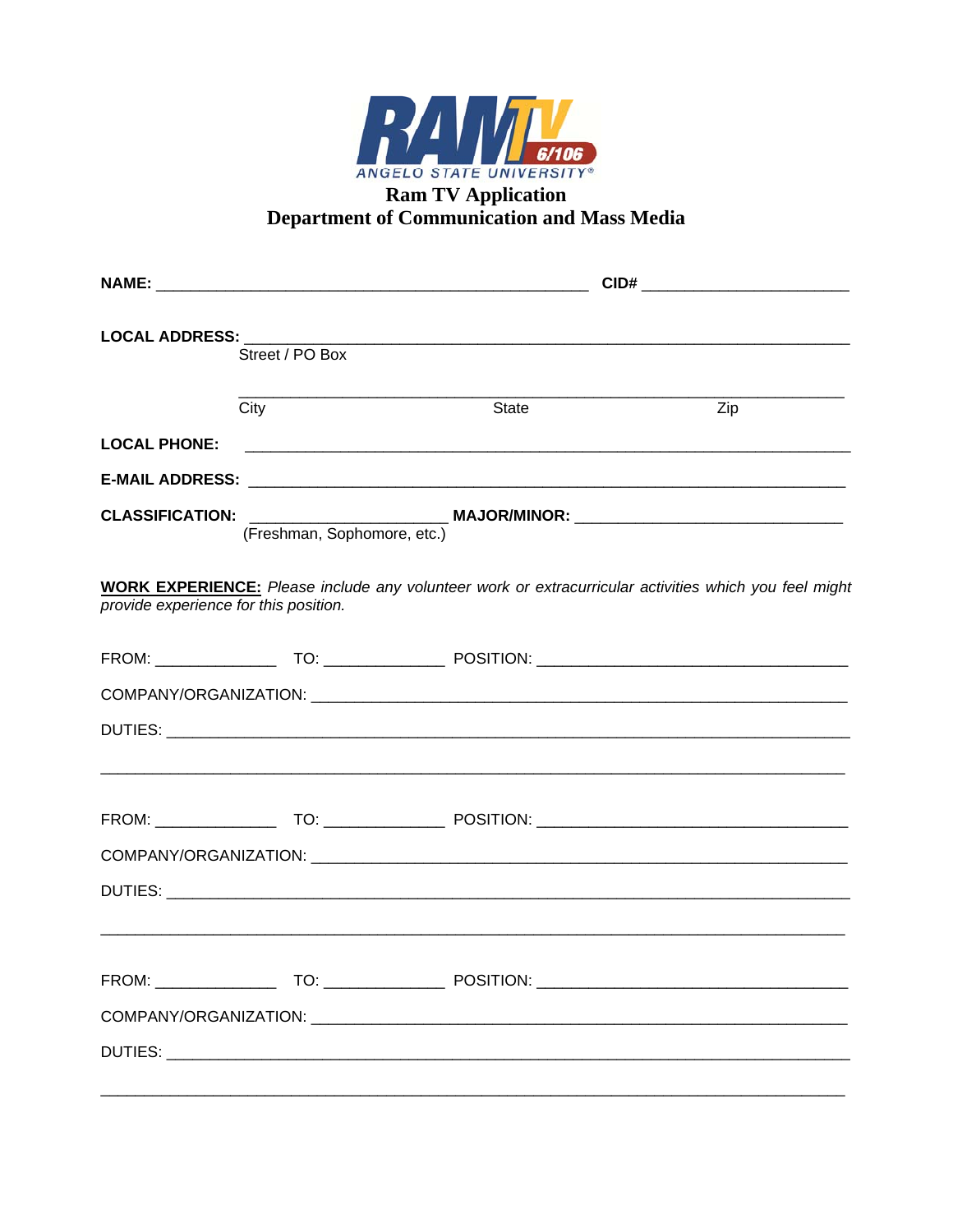RAM TV 6/106
ANGELO STATE UNIVERSITY®

# Ram TV Application
## Department of Communication and Mass Media

**NAME:** ___________________________________________ **CID#** ____________________

**LOCAL ADDRESS:** ____________________________________________________________
Street / PO Box

____________________________________________________________
City State Zip

**LOCAL PHONE:** ____________________________________________________________

**E-MAIL ADDRESS:** ____________________________________________________________

**CLASSIFICATION:** ____________________ **MAJOR/MINOR:** ___________________________
(Freshman, Sophomore, etc.)

**WORK EXPERIENCE:** *Please include any volunteer work or extracurricular activities which you feel might provide experience for this position.*

FROM: ____________ TO: ____________ POSITION: ________________________________

COMPANY/ORGANIZATION: ______________________________________________________

DUTIES: _________________________________________________________________

_________________________________________________________________________

FROM: ____________ TO: ____________ POSITION: ________________________________

COMPANY/ORGANIZATION: ______________________________________________________

DUTIES: _________________________________________________________________

_________________________________________________________________________

FROM: ____________ TO: ____________ POSITION: ________________________________

COMPANY/ORGANIZATION: ______________________________________________________

DUTIES: _________________________________________________________________

_________________________________________________________________________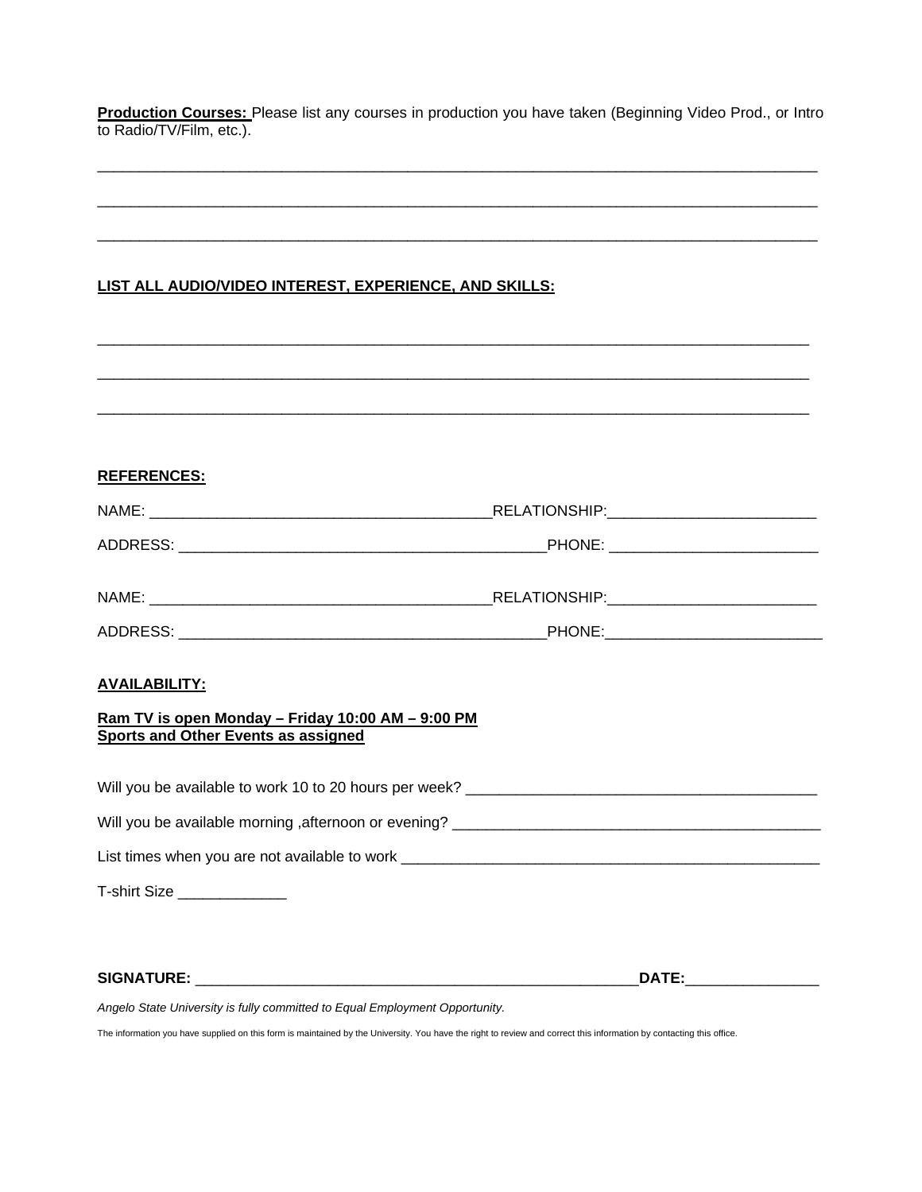**Production Courses:** Please list any courses in production you have taken (Beginning Video Prod., or Intro to Radio/TV/Film, etc.).

\_\_\_\_\_\_\_\_\_\_\_\_\_\_\_\_\_\_\_\_\_\_\_\_\_\_\_\_\_\_\_\_\_\_\_\_\_\_\_\_\_\_\_\_\_\_\_\_\_\_\_\_\_\_\_\_\_\_\_\_\_\_\_\_\_\_\_\_\_\_\_\_\_\_\_\_\_\_

\_\_\_\_\_\_\_\_\_\_\_\_\_\_\_\_\_\_\_\_\_\_\_\_\_\_\_\_\_\_\_\_\_\_\_\_\_\_\_\_\_\_\_\_\_\_\_\_\_\_\_\_\_\_\_\_\_\_\_\_\_\_\_\_\_\_\_\_\_\_\_\_\_\_\_\_\_\_

\_\_\_\_\_\_\_\_\_\_\_\_\_\_\_\_\_\_\_\_\_\_\_\_\_\_\_\_\_\_\_\_\_\_\_\_\_\_\_\_\_\_\_\_\_\_\_\_\_\_\_\_\_\_\_\_\_\_\_\_\_\_\_\_\_\_\_\_\_\_\_\_\_\_\_\_\_\_

**LIST ALL AUDIO/VIDEO INTEREST, EXPERIENCE, AND SKILLS:**

\_\_\_\_\_\_\_\_\_\_\_\_\_\_\_\_\_\_\_\_\_\_\_\_\_\_\_\_\_\_\_\_\_\_\_\_\_\_\_\_\_\_\_\_\_\_\_\_\_\_\_\_\_\_\_\_\_\_\_\_\_\_\_\_\_\_\_\_\_\_\_\_\_\_\_\_\_\_

\_\_\_\_\_\_\_\_\_\_\_\_\_\_\_\_\_\_\_\_\_\_\_\_\_\_\_\_\_\_\_\_\_\_\_\_\_\_\_\_\_\_\_\_\_\_\_\_\_\_\_\_\_\_\_\_\_\_\_\_\_\_\_\_\_\_\_\_\_\_\_\_\_\_\_\_\_\_

\_\_\_\_\_\_\_\_\_\_\_\_\_\_\_\_\_\_\_\_\_\_\_\_\_\_\_\_\_\_\_\_\_\_\_\_\_\_\_\_\_\_\_\_\_\_\_\_\_\_\_\_\_\_\_\_\_\_\_\_\_\_\_\_\_\_\_\_\_\_\_\_\_\_\_\_\_\_

**REFERENCES:**

NAME: \_\_\_\_\_\_\_\_\_\_\_\_\_\_\_\_\_\_\_\_\_\_\_\_\_\_\_\_\_\_\_\_\_\_\_\_\_\_\_\_ RELATIONSHIP: \_\_\_\_\_\_\_\_\_\_\_\_\_\_\_\_\_\_\_\_\_\_\_\_

ADDRESS: \_\_\_\_\_\_\_\_\_\_\_\_\_\_\_\_\_\_\_\_\_\_\_\_\_\_\_\_\_\_\_\_\_\_\_\_\_\_\_\_\_\_\_\_ PHONE: \_\_\_\_\_\_\_\_\_\_\_\_\_\_\_\_\_\_\_\_\_\_\_\_

NAME: \_\_\_\_\_\_\_\_\_\_\_\_\_\_\_\_\_\_\_\_\_\_\_\_\_\_\_\_\_\_\_\_\_\_\_\_\_\_\_\_ RELATIONSHIP: \_\_\_\_\_\_\_\_\_\_\_\_\_\_\_\_\_\_\_\_\_\_\_\_

ADDRESS: \_\_\_\_\_\_\_\_\_\_\_\_\_\_\_\_\_\_\_\_\_\_\_\_\_\_\_\_\_\_\_\_\_\_\_\_\_\_\_\_\_\_\_\_ PHONE: \_\_\_\_\_\_\_\_\_\_\_\_\_\_\_\_\_\_\_\_\_\_\_\_

**AVAILABILITY:**

**Ram TV is open Monday – Friday 10:00 AM – 9:00 PM**
**Sports and Other Events as assigned**

Will you be available to work 10 to 20 hours per week? \_\_\_\_\_\_\_\_\_\_\_\_\_\_\_\_\_\_\_\_\_\_\_\_\_\_\_\_\_\_\_\_\_\_\_\_\_\_\_\_

Will you be available morning ,afternoon or evening? \_\_\_\_\_\_\_\_\_\_\_\_\_\_\_\_\_\_\_\_\_\_\_\_\_\_\_\_\_\_\_\_\_\_\_\_\_\_\_\_\_\_

List times when you are not available to work \_\_\_\_\_\_\_\_\_\_\_\_\_\_\_\_\_\_\_\_\_\_\_\_\_\_\_\_\_\_\_\_\_\_\_\_\_\_\_\_\_\_\_\_\_\_\_

T-shirt Size \_\_\_\_\_\_\_\_\_\_\_\_\_

**SIGNATURE:** \_\_\_\_\_\_\_\_\_\_\_\_\_\_\_\_\_\_\_\_\_\_\_\_\_\_\_\_\_\_\_\_\_\_\_\_\_\_\_\_\_\_\_\_\_\_\_\_\_\_\_\_ **DATE:** \_\_\_\_\_\_\_\_\_\_\_\_\_\_\_\_

*Angelo State University is fully committed to Equal Employment Opportunity.*

The information you have supplied on this form is maintained by the University. You have the right to review and correct this information by contacting this office.